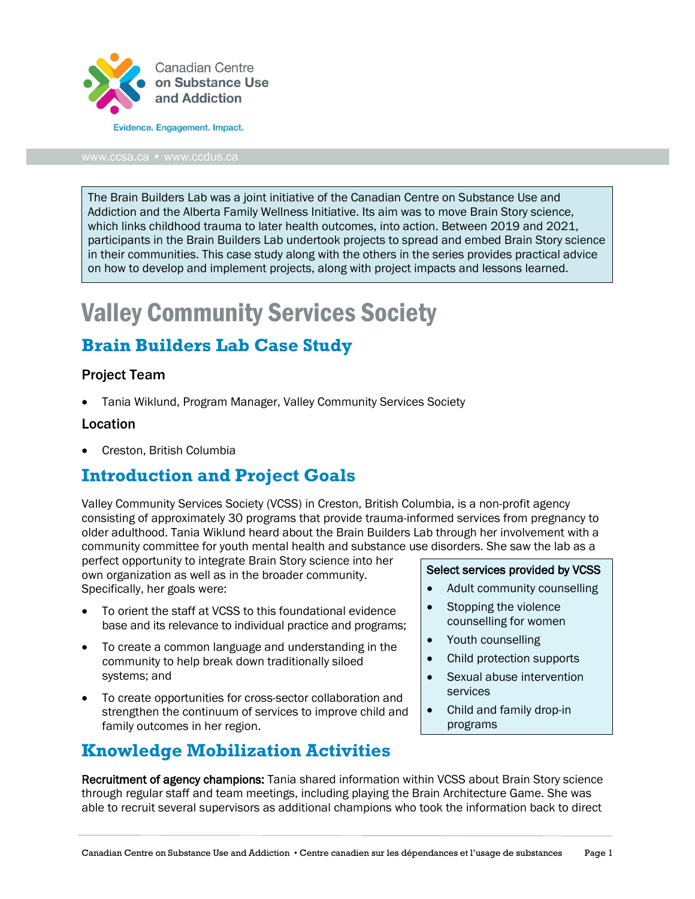Canadian Centre on Substance Use and Addiction

Evidence. Engagement. Impact.

www.ccsa.ca • www.ccdus.ca

The Brain Builders Lab was a joint initiative of the Canadian Centre on Substance Use and Addiction and the Alberta Family Wellness Initiative. Its aim was to move Brain Story science, which links childhood trauma to later health outcomes, into action. Between 2019 and 2021, participants in the Brain Builders Lab undertook projects to spread and embed Brain Story science in their communities. This case study along with the others in the series provides practical advice on how to develop and implement projects, along with project impacts and lessons learned.

# Valley Community Services Society

## Brain Builders Lab Case Study

### Project Team

- Tania Wiklund, Program Manager, Valley Community Services Society

### Location

- Creston, British Columbia

## Introduction and Project Goals

Valley Community Services Society (VCSS) in Creston, British Columbia, is a non-profit agency consisting of approximately 30 programs that provide trauma-informed services from pregnancy to older adulthood. Tania Wiklund heard about the Brain Builders Lab through her involvement with a community committee for youth mental health and substance use disorders. She saw the lab as a perfect opportunity to integrate Brain Story science into her own organization as well as in the broader community. Specifically, her goals were:

- To orient the staff at VCSS to this foundational evidence base and its relevance to individual practice and programs;
- To create a common language and understanding in the community to help break down traditionally siloed systems; and
- To create opportunities for cross-sector collaboration and strengthen the continuum of services to improve child and family outcomes in her region.

**Select services provided by VCSS**

- Adult community counselling
- Stopping the violence counselling for women
- Youth counselling
- Child protection supports
- Sexual abuse intervention services
- Child and family drop-in programs

## Knowledge Mobilization Activities

**Recruitment of agency champions:** Tania shared information within VCSS about Brain Story science through regular staff and team meetings, including playing the Brain Architecture Game. She was able to recruit several supervisors as additional champions who took the information back to direct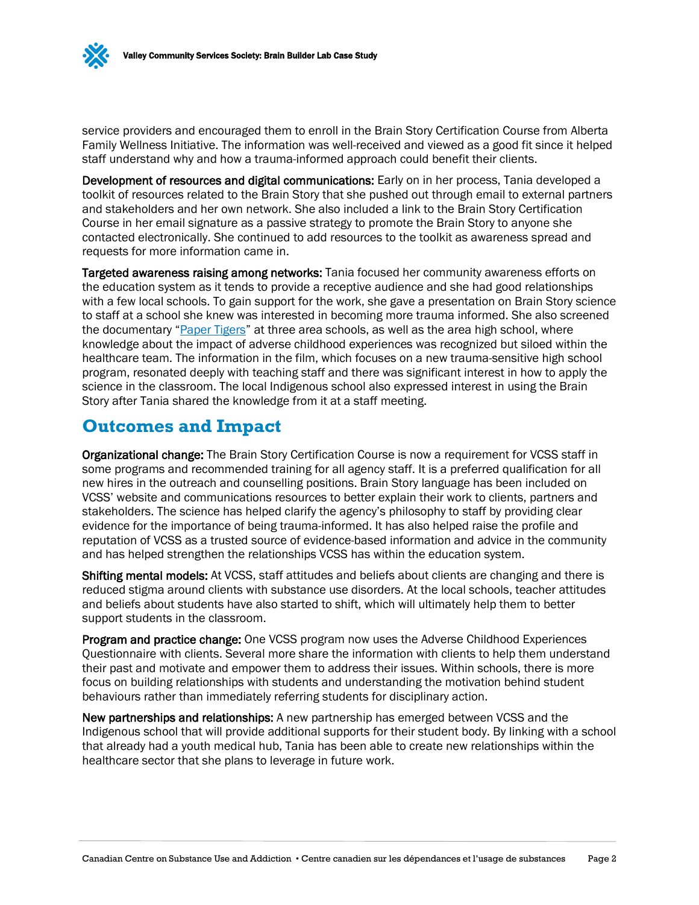service providers and encouraged them to enroll in the Brain Story Certification Course from Alberta Family Wellness Initiative. The information was well-received and viewed as a good fit since it helped staff understand why and how a trauma-informed approach could benefit their clients.

**Development of resources and digital communications:** Early on in her process, Tania developed a toolkit of resources related to the Brain Story that she pushed out through email to external partners and stakeholders and her own network. She also included a link to the Brain Story Certification Course in her email signature as a passive strategy to promote the Brain Story to anyone she contacted electronically. She continued to add resources to the toolkit as awareness spread and requests for more information came in.

**Targeted awareness raising among networks:** Tania focused her community awareness efforts on the education system as it tends to provide a receptive audience and she had good relationships with a few local schools. To gain support for the work, she gave a presentation on Brain Story science to staff at a school she knew was interested in becoming more trauma informed. She also screened the documentary "Paper Tigers" at three area schools, as well as the area high school, where knowledge about the impact of adverse childhood experiences was recognized but siloed within the healthcare team. The information in the film, which focuses on a new trauma-sensitive high school program, resonated deeply with teaching staff and there was significant interest in how to apply the science in the classroom. The local Indigenous school also expressed interest in using the Brain Story after Tania shared the knowledge from it at a staff meeting.

## Outcomes and Impact

**Organizational change:** The Brain Story Certification Course is now a requirement for VCSS staff in some programs and recommended training for all agency staff. It is a preferred qualification for all new hires in the outreach and counselling positions. Brain Story language has been included on VCSS' website and communications resources to better explain their work to clients, partners and stakeholders. The science has helped clarify the agency's philosophy to staff by providing clear evidence for the importance of being trauma-informed. It has also helped raise the profile and reputation of VCSS as a trusted source of evidence-based information and advice in the community and has helped strengthen the relationships VCSS has within the education system.

**Shifting mental models:** At VCSS, staff attitudes and beliefs about clients are changing and there is reduced stigma around clients with substance use disorders. At the local schools, teacher attitudes and beliefs about students have also started to shift, which will ultimately help them to better support students in the classroom.

**Program and practice change:** One VCSS program now uses the Adverse Childhood Experiences Questionnaire with clients. Several more share the information with clients to help them understand their past and motivate and empower them to address their issues. Within schools, there is more focus on building relationships with students and understanding the motivation behind student behaviours rather than immediately referring students for disciplinary action.

**New partnerships and relationships:** A new partnership has emerged between VCSS and the Indigenous school that will provide additional supports for their student body. By linking with a school that already had a youth medical hub, Tania has been able to create new relationships within the healthcare sector that she plans to leverage in future work.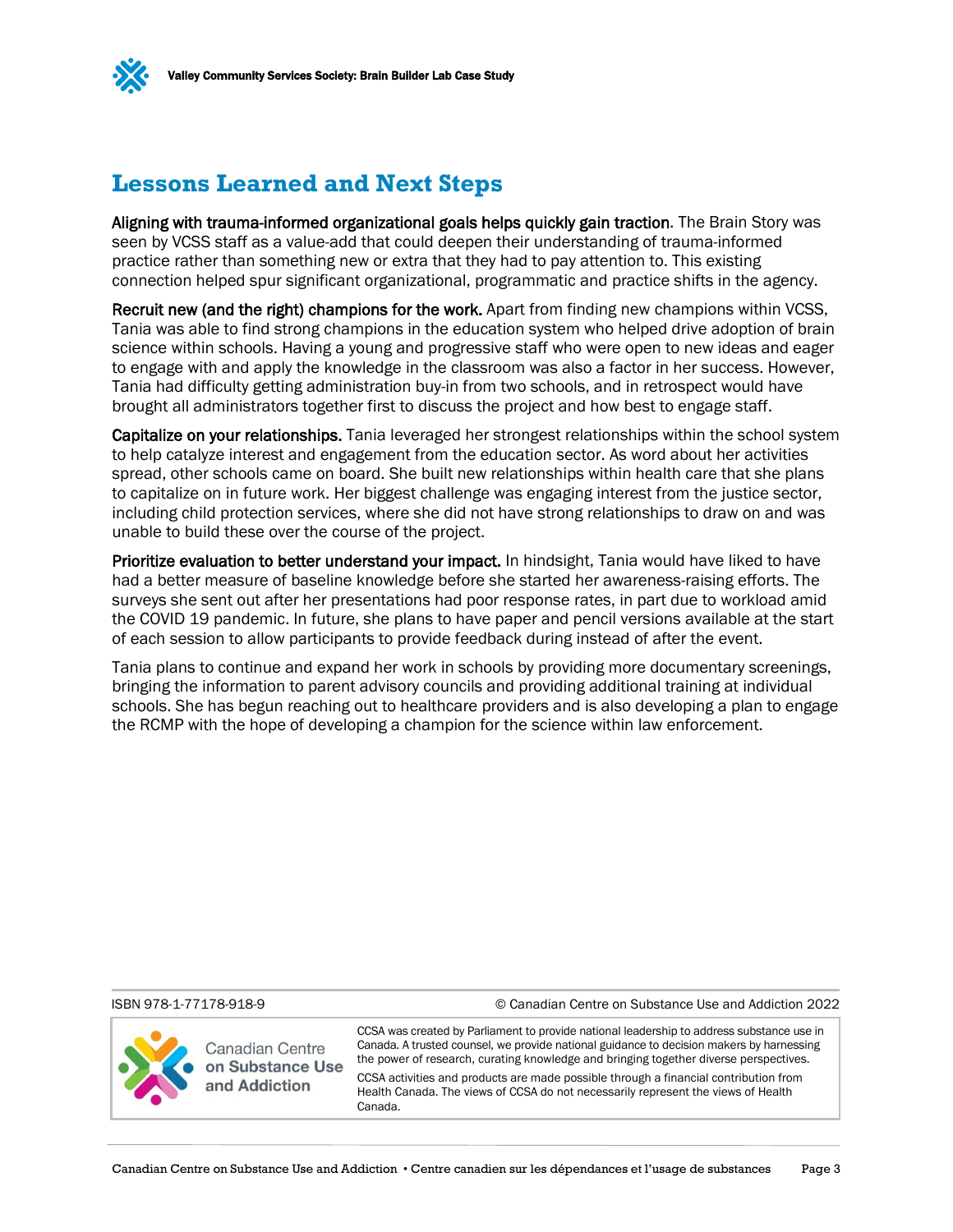## Lessons Learned and Next Steps

**Aligning with trauma-informed organizational goals helps quickly gain traction**. The Brain Story was seen by VCSS staff as a value-add that could deepen their understanding of trauma-informed practice rather than something new or extra that they had to pay attention to. This existing connection helped spur significant organizational, programmatic and practice shifts in the agency.

**Recruit new (and the right) champions for the work.** Apart from finding new champions within VCSS, Tania was able to find strong champions in the education system who helped drive adoption of brain science within schools. Having a young and progressive staff who were open to new ideas and eager to engage with and apply the knowledge in the classroom was also a factor in her success. However, Tania had difficulty getting administration buy-in from two schools, and in retrospect would have brought all administrators together first to discuss the project and how best to engage staff.

**Capitalize on your relationships.** Tania leveraged her strongest relationships within the school system to help catalyze interest and engagement from the education sector. As word about her activities spread, other schools came on board. She built new relationships within health care that she plans to capitalize on in future work. Her biggest challenge was engaging interest from the justice sector, including child protection services, where she did not have strong relationships to draw on and was unable to build these over the course of the project.

**Prioritize evaluation to better understand your impact.** In hindsight, Tania would have liked to have had a better measure of baseline knowledge before she started her awareness-raising efforts. The surveys she sent out after her presentations had poor response rates, in part due to workload amid the COVID 19 pandemic. In future, she plans to have paper and pencil versions available at the start of each session to allow participants to provide feedback during instead of after the event.

Tania plans to continue and expand her work in schools by providing more documentary screenings, bringing the information to parent advisory councils and providing additional training at individual schools. She has begun reaching out to healthcare providers and is also developing a plan to engage the RCMP with the hope of developing a champion for the science within law enforcement.

ISBN 978-1-77178-918-9

© Canadian Centre on Substance Use and Addiction 2022

Canadian Centre on Substance Use and Addiction

CCSA was created by Parliament to provide national leadership to address substance use in Canada. A trusted counsel, we provide national guidance to decision makers by harnessing the power of research, curating knowledge and bringing together diverse perspectives.

CCSA activities and products are made possible through a financial contribution from Health Canada. The views of CCSA do not necessarily represent the views of Health Canada.